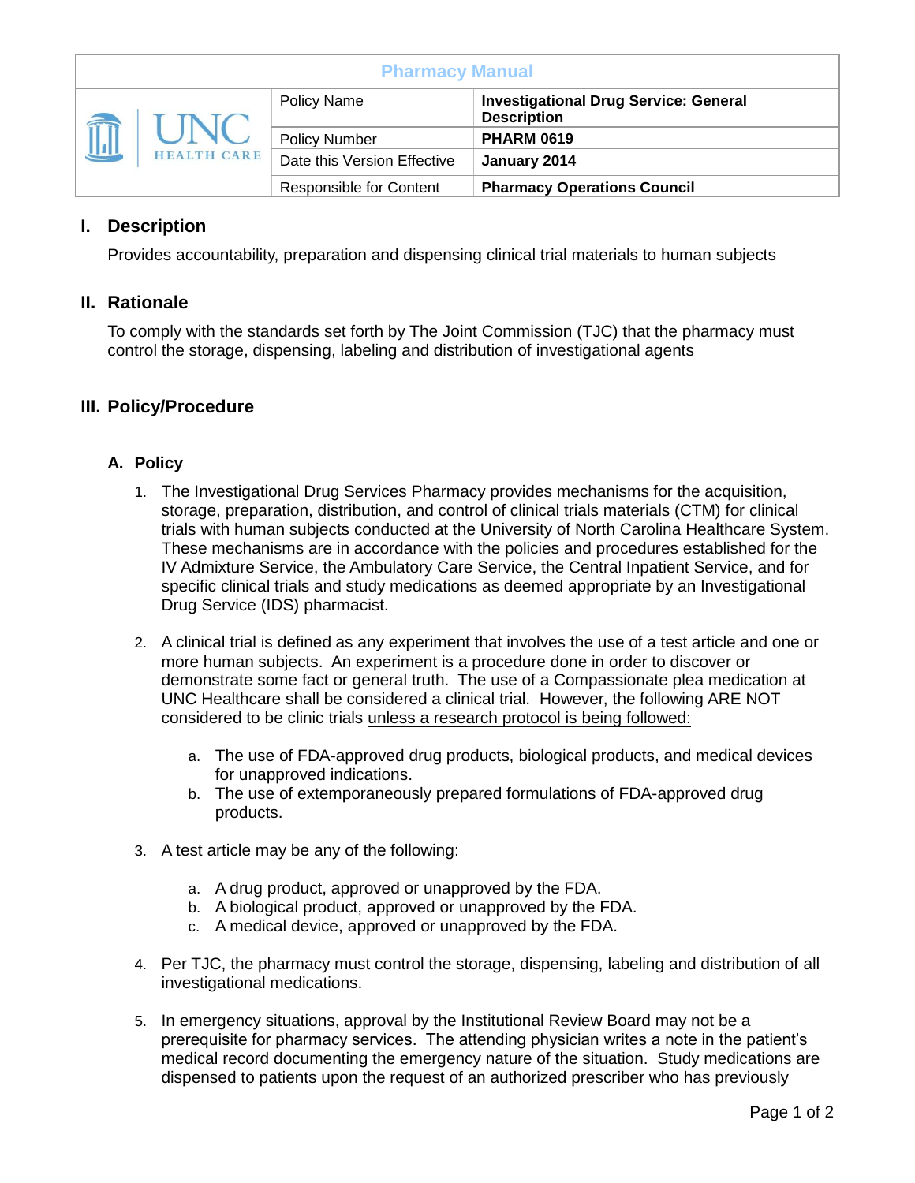| Pharmacy Manual | | |
|---|---|---|
| UNC HEALTH CARE | Policy Name | **Investigational Drug Service: General Description** |
| | Policy Number | **PHARM 0619** |
| | Date this Version Effective | **January 2014** |
| | Responsible for Content | **Pharmacy Operations Council** |

## I. Description

Provides accountability, preparation and dispensing clinical trial materials to human subjects

## II. Rationale

To comply with the standards set forth by The Joint Commission (TJC) that the pharmacy must control the storage, dispensing, labeling and distribution of investigational agents

## III. Policy/Procedure

### A. Policy

1. The Investigational Drug Services Pharmacy provides mechanisms for the acquisition, storage, preparation, distribution, and control of clinical trials materials (CTM) for clinical trials with human subjects conducted at the University of North Carolina Healthcare System. These mechanisms are in accordance with the policies and procedures established for the IV Admixture Service, the Ambulatory Care Service, the Central Inpatient Service, and for specific clinical trials and study medications as deemed appropriate by an Investigational Drug Service (IDS) pharmacist.

2. A clinical trial is defined as any experiment that involves the use of a test article and one or more human subjects. An experiment is a procedure done in order to discover or demonstrate some fact or general truth. The use of a Compassionate plea medication at UNC Healthcare shall be considered a clinical trial. However, the following ARE NOT considered to be clinic trials <u>unless a research protocol is being followed:</u>

   a. The use of FDA-approved drug products, biological products, and medical devices for unapproved indications.
   b. The use of extemporaneously prepared formulations of FDA-approved drug products.

3. A test article may be any of the following:

   a. A drug product, approved or unapproved by the FDA.
   b. A biological product, approved or unapproved by the FDA.
   c. A medical device, approved or unapproved by the FDA.

4. Per TJC, the pharmacy must control the storage, dispensing, labeling and distribution of all investigational medications.

5. In emergency situations, approval by the Institutional Review Board may not be a prerequisite for pharmacy services. The attending physician writes a note in the patient's medical record documenting the emergency nature of the situation. Study medications are dispensed to patients upon the request of an authorized prescriber who has previously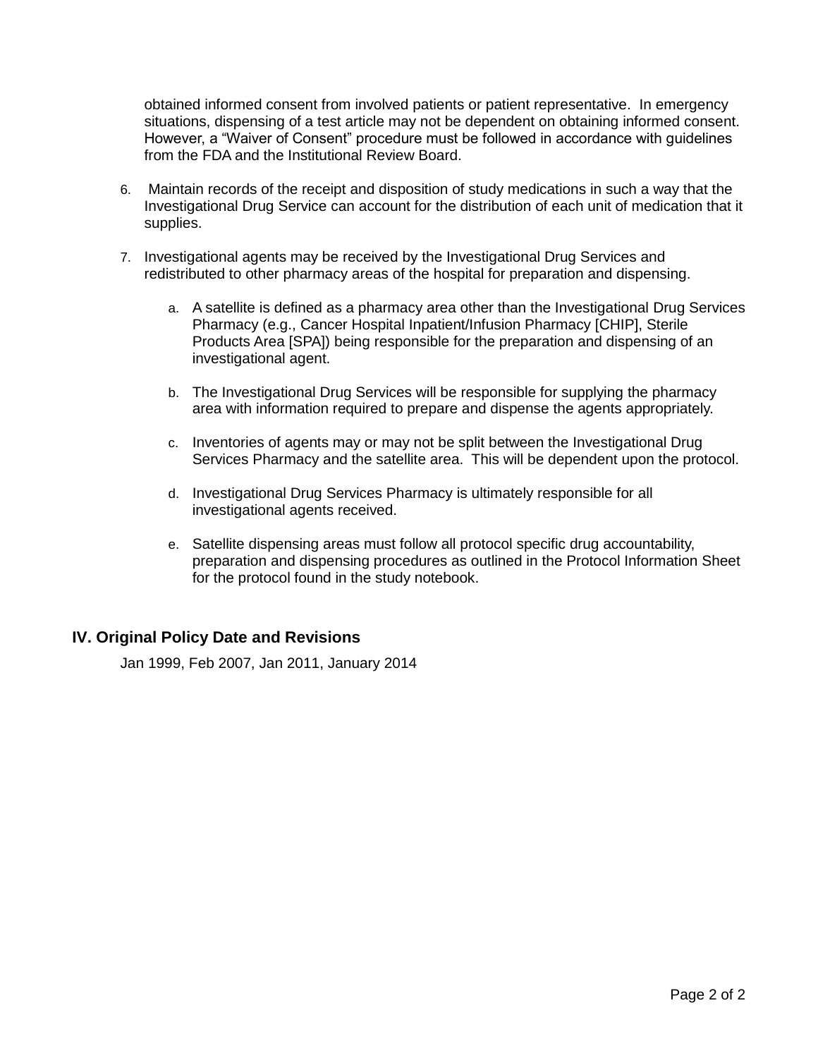obtained informed consent from involved patients or patient representative. In emergency situations, dispensing of a test article may not be dependent on obtaining informed consent. However, a "Waiver of Consent" procedure must be followed in accordance with guidelines from the FDA and the Institutional Review Board.

6. Maintain records of the receipt and disposition of study medications in such a way that the Investigational Drug Service can account for the distribution of each unit of medication that it supplies.

7. Investigational agents may be received by the Investigational Drug Services and redistributed to other pharmacy areas of the hospital for preparation and dispensing.

    a. A satellite is defined as a pharmacy area other than the Investigational Drug Services Pharmacy (e.g., Cancer Hospital Inpatient/Infusion Pharmacy [CHIP], Sterile Products Area [SPA]) being responsible for the preparation and dispensing of an investigational agent.

    b. The Investigational Drug Services will be responsible for supplying the pharmacy area with information required to prepare and dispense the agents appropriately.

    c. Inventories of agents may or may not be split between the Investigational Drug Services Pharmacy and the satellite area. This will be dependent upon the protocol.

    d. Investigational Drug Services Pharmacy is ultimately responsible for all investigational agents received.

    e. Satellite dispensing areas must follow all protocol specific drug accountability, preparation and dispensing procedures as outlined in the Protocol Information Sheet for the protocol found in the study notebook.

## IV. Original Policy Date and Revisions

Jan 1999, Feb 2007, Jan 2011, January 2014